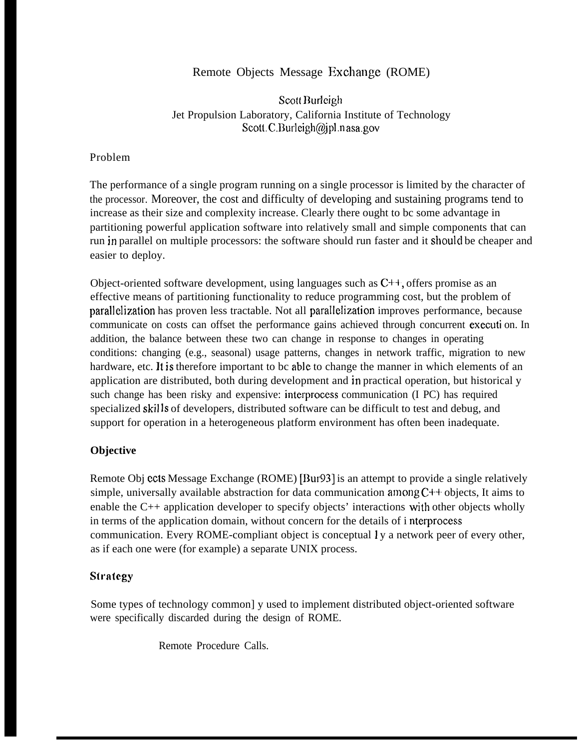# Remote Objects Message Exchange (ROME)

Scott Burleigh
Jet Propulsion Laboratory, California Institute of Technology
Scott.C.Burleigh@jpl.nasa.gov

## Problem

The performance of a single program running on a single processor is limited by the character of the processor. Moreover, the cost and difficulty of developing and sustaining programs tend to increase as their size and complexity increase. Clearly there ought to bc some advantage in partitioning powerful application software into relatively small and simple components that can run in parallel on multiple processors: the software should run faster and it should be cheaper and easier to deploy.

Object-oriented software development, using languages such as C++, offers promise as an effective means of partitioning functionality to reduce programming cost, but the problem of parallelization has proven less tractable. Not all parallelization improves performance, because communicate on costs can offset the performance gains achieved through concurrent execution. In addition, the balance between these two can change in response to changes in operating conditions: changing (e.g., seasonal) usage patterns, changes in network traffic, migration to new hardware, etc. It is therefore important to bc able to change the manner in which elements of an application are distributed, both during development and in practical operation, but historically such change has been risky and expensive: interprocess communication (IPC) has required specialized skills of developers, distributed software can be difficult to test and debug, and support for operation in a heterogeneous platform environment has often been inadequate.

## Objective

Remote Objects Message Exchange (ROME) [Bur93] is an attempt to provide a single relatively simple, universally available abstraction for data communication among C++ objects, It aims to enable the C++ application developer to specify objects' interactions with other objects wholly in terms of the application domain, without concern for the details of interprocess communication. Every ROME-compliant object is conceptually a network peer of every other, as if each one were (for example) a separate UNIX process.

## Strategy

Some types of technology commonly used to implement distributed object-oriented software were specifically discarded during the design of ROME.

Remote Procedure Calls.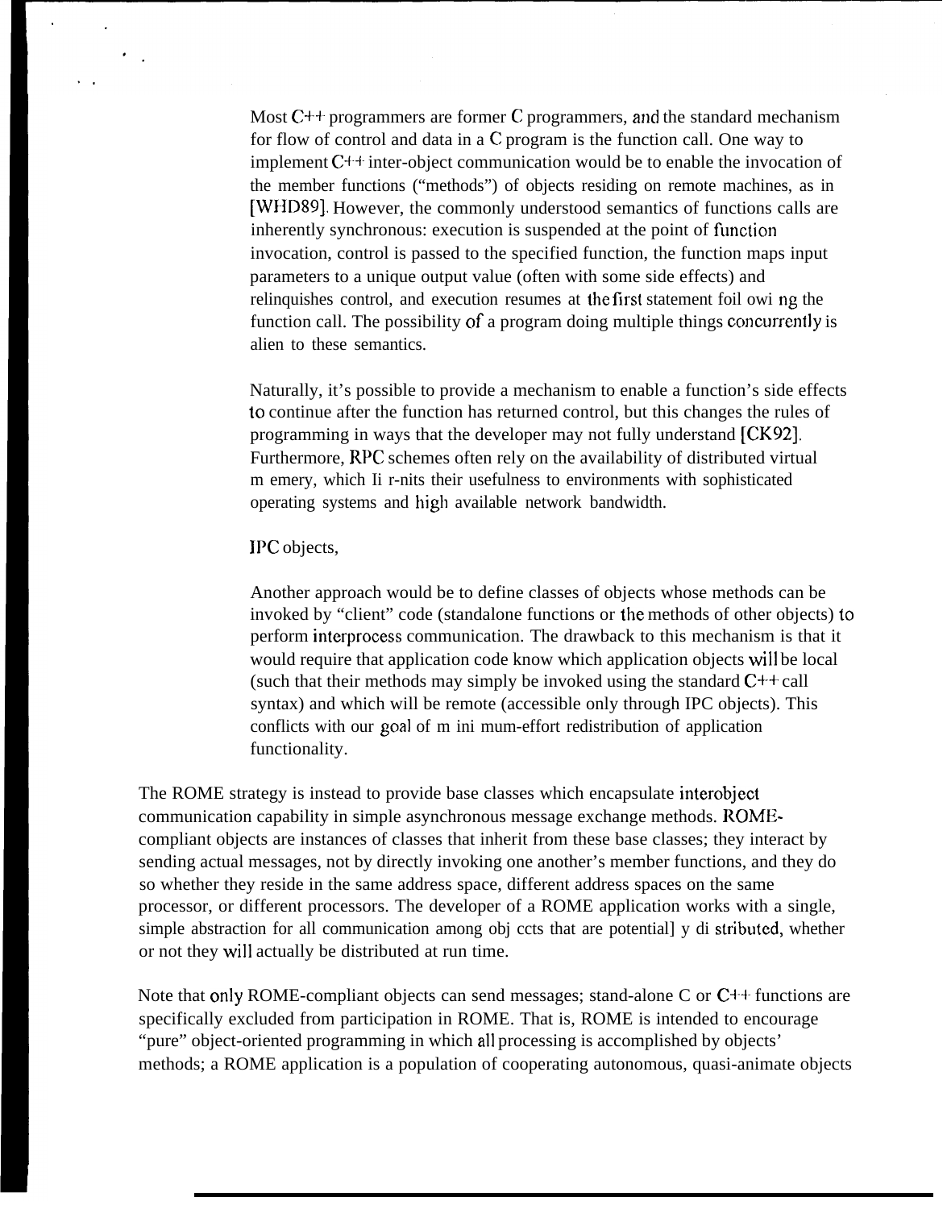Most C++ programmers are former C programmers, and the standard mechanism for flow of control and data in a C program is the function call. One way to implement C++ inter-object communication would be to enable the invocation of the member functions ("methods") of objects residing on remote machines, as in [WHD89]. However, the commonly understood semantics of functions calls are inherently synchronous: execution is suspended at the point of function invocation, control is passed to the specified function, the function maps input parameters to a unique output value (often with some side effects) and relinquishes control, and execution resumes at the first statement foil owi ng the function call. The possibility of a program doing multiple things concurrently is alien to these semantics.

Naturally, it's possible to provide a mechanism to enable a function's side effects to continue after the function has returned control, but this changes the rules of programming in ways that the developer may not fully understand [CK92]. Furthermore, RPC schemes often rely on the availability of distributed virtual m emery, which Ii r-nits their usefulness to environments with sophisticated operating systems and high available network bandwidth.

IPC objects,

Another approach would be to define classes of objects whose methods can be invoked by "client" code (standalone functions or the methods of other objects) to perform interprocess communication. The drawback to this mechanism is that it would require that application code know which application objects will be local (such that their methods may simply be invoked using the standard C++ call syntax) and which will be remote (accessible only through IPC objects). This conflicts with our goal of m ini mum-effort redistribution of application functionality.

The ROME strategy is instead to provide base classes which encapsulate interobject communication capability in simple asynchronous message exchange methods. ROME-compliant objects are instances of classes that inherit from these base classes; they interact by sending actual messages, not by directly invoking one another's member functions, and they do so whether they reside in the same address space, different address spaces on the same processor, or different processors. The developer of a ROME application works with a single, simple abstraction for all communication among obj ccts that are potential] y di stributed, whether or not they will actually be distributed at run time.

Note that only ROME-compliant objects can send messages; stand-alone C or C++ functions are specifically excluded from participation in ROME. That is, ROME is intended to encourage "pure" object-oriented programming in which all processing is accomplished by objects' methods; a ROME application is a population of cooperating autonomous, quasi-animate objects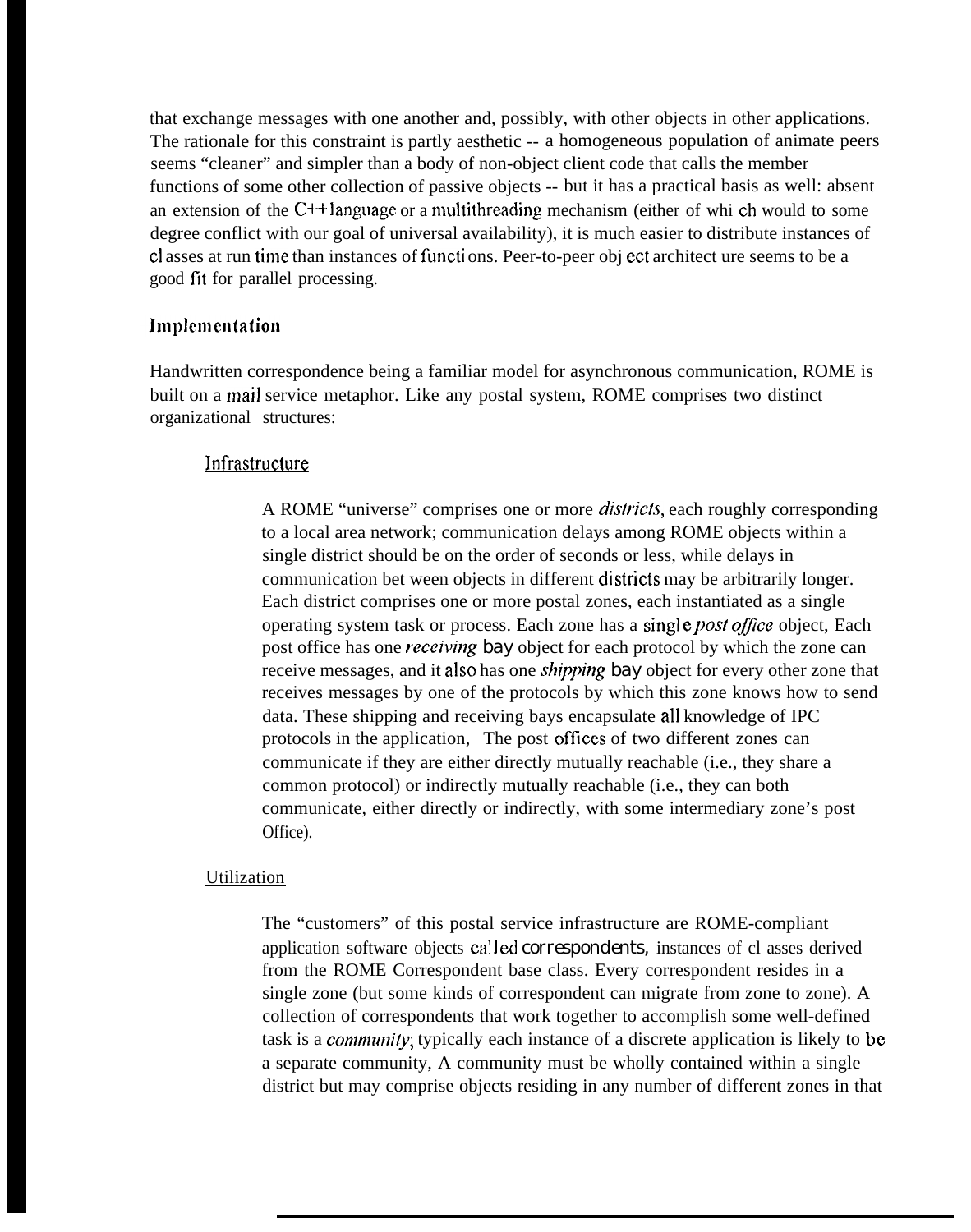that exchange messages with one another and, possibly, with other objects in other applications. The rationale for this constraint is partly aesthetic -- a homogeneous population of animate peers seems "cleaner" and simpler than a body of non-object client code that calls the member functions of some other collection of passive objects -- but it has a practical basis as well: absent an extension of the C++ language or a multithreading mechanism (either of which would to some degree conflict with our goal of universal availability), it is much easier to distribute instances of classes at run time than instances of functions. Peer-to-peer object architecture seems to be a good fit for parallel processing.

## Implementation

Handwritten correspondence being a familiar model for asynchronous communication, ROME is built on a mail service metaphor. Like any postal system, ROME comprises two distinct organizational structures:

### Infrastructure

A ROME "universe" comprises one or more *districts*, each roughly corresponding to a local area network; communication delays among ROME objects within a single district should be on the order of seconds or less, while delays in communication between objects in different districts may be arbitrarily longer. Each district comprises one or more postal zones, each instantiated as a single operating system task or process. Each zone has a single *post office* object, Each post office has one *receiving bay* object for each protocol by which the zone can receive messages, and it also has one *shipping bay* object for every other zone that receives messages by one of the protocols by which this zone knows how to send data. These shipping and receiving bays encapsulate all knowledge of IPC protocols in the application, The post offices of two different zones can communicate if they are either directly mutually reachable (i.e., they share a common protocol) or indirectly mutually reachable (i.e., they can both communicate, either directly or indirectly, with some intermediary zone's post Office).

### Utilization

The "customers" of this postal service infrastructure are ROME-compliant application software objects called *correspondents*, instances of classes derived from the ROME Correspondent base class. Every correspondent resides in a single zone (but some kinds of correspondent can migrate from zone to zone). A collection of correspondents that work together to accomplish some well-defined task is a *community*; typically each instance of a discrete application is likely to be a separate community, A community must be wholly contained within a single district but may comprise objects residing in any number of different zones in that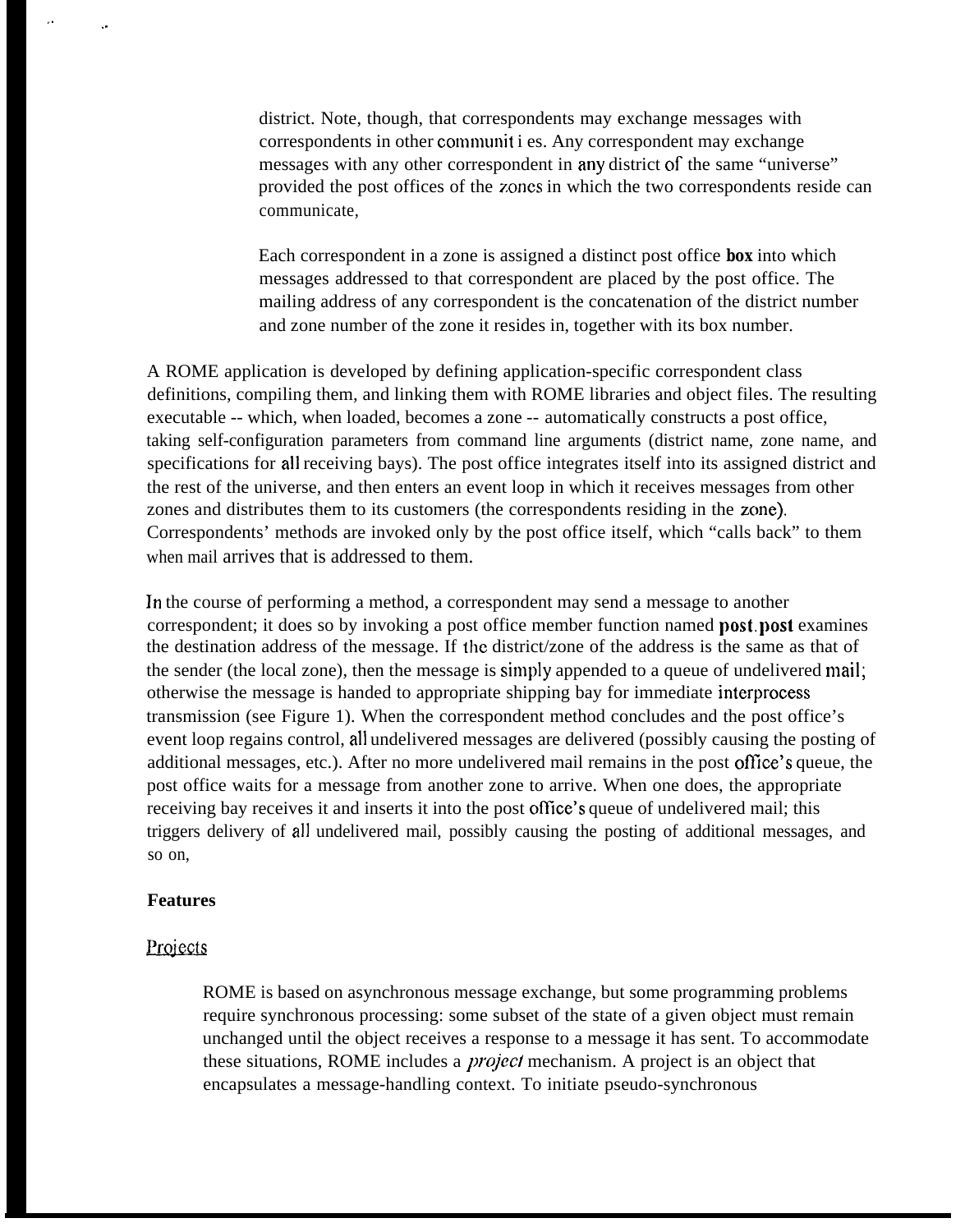district. Note, though, that correspondents may exchange messages with correspondents in other communities. Any correspondent may exchange messages with any other correspondent in any district of the same "universe" provided the post offices of the zones in which the two correspondents reside can communicate,

Each correspondent in a zone is assigned a distinct post office **box** into which messages addressed to that correspondent are placed by the post office. The mailing address of any correspondent is the concatenation of the district number and zone number of the zone it resides in, together with its box number.

A ROME application is developed by defining application-specific correspondent class definitions, compiling them, and linking them with ROME libraries and object files. The resulting executable -- which, when loaded, becomes a zone -- automatically constructs a post office, taking self-configuration parameters from command line arguments (district name, zone name, and specifications for all receiving bays). The post office integrates itself into its assigned district and the rest of the universe, and then enters an event loop in which it receives messages from other zones and distributes them to its customers (the correspondents residing in the zone). Correspondents' methods are invoked only by the post office itself, which "calls back" to them when mail arrives that is addressed to them.

In the course of performing a method, a correspondent may send a message to another correspondent; it does so by invoking a post office member function named post. post examines the destination address of the message. If the district/zone of the address is the same as that of the sender (the local zone), then the message is simply appended to a queue of undelivered mail; otherwise the message is handed to appropriate shipping bay for immediate interprocess transmission (see Figure 1). When the correspondent method concludes and the post office's event loop regains control, all undelivered messages are delivered (possibly causing the posting of additional messages, etc.). After no more undelivered mail remains in the post office's queue, the post office waits for a message from another zone to arrive. When one does, the appropriate receiving bay receives it and inserts it into the post office's queue of undelivered mail; this triggers delivery of all undelivered mail, possibly causing the posting of additional messages, and so on,

**Features**

Projects

ROME is based on asynchronous message exchange, but some programming problems require synchronous processing: some subset of the state of a given object must remain unchanged until the object receives a response to a message it has sent. To accommodate these situations, ROME includes a *project* mechanism. A project is an object that encapsulates a message-handling context. To initiate pseudo-synchronous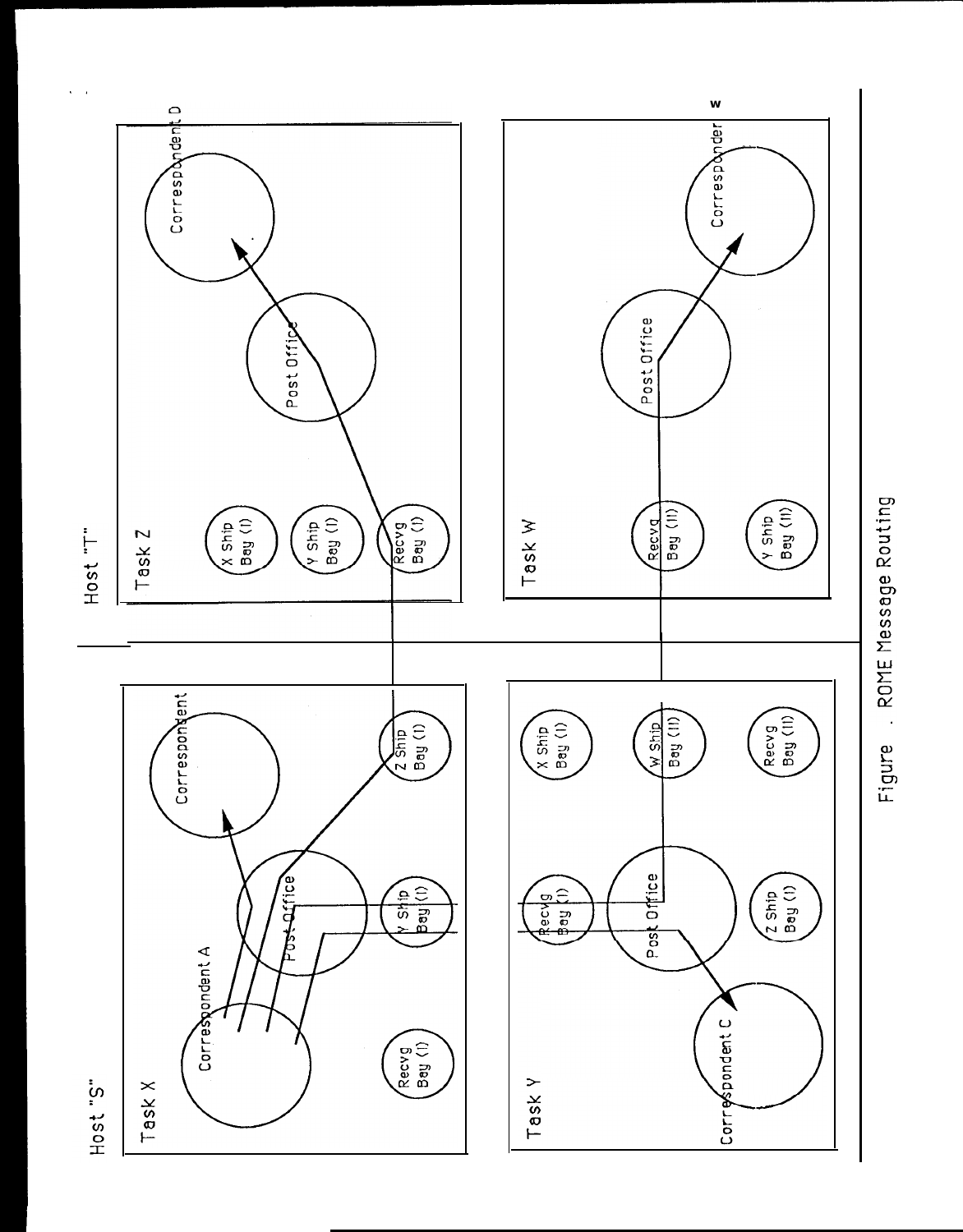Figure . ROME Message Routing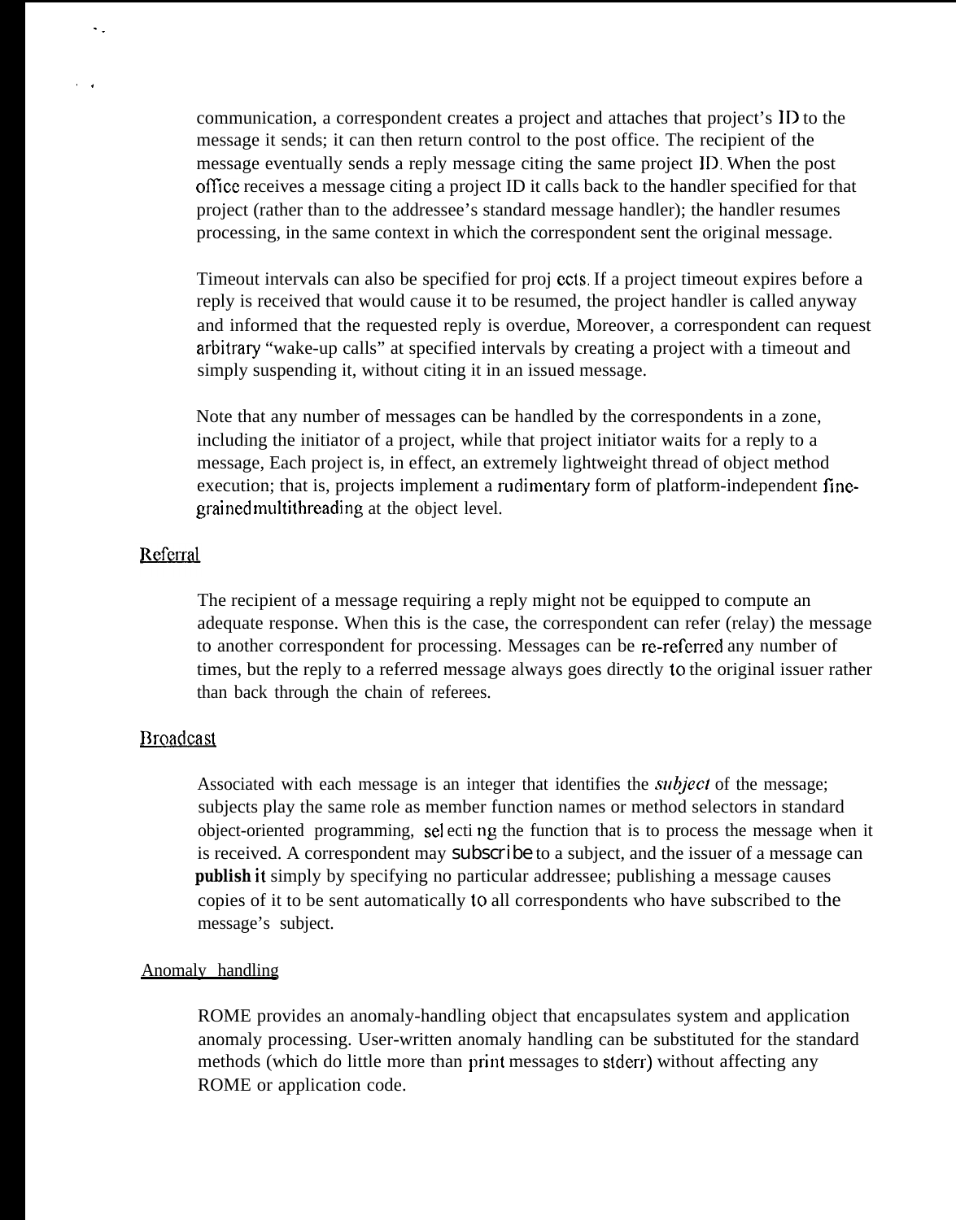communication, a correspondent creates a project and attaches that project's ID to the message it sends; it can then return control to the post office. The recipient of the message eventually sends a reply message citing the same project ID. When the post office receives a message citing a project ID it calls back to the handler specified for that project (rather than to the addressee's standard message handler); the handler resumes processing, in the same context in which the correspondent sent the original message.

Timeout intervals can also be specified for projects. If a project timeout expires before a reply is received that would cause it to be resumed, the project handler is called anyway and informed that the requested reply is overdue, Moreover, a correspondent can request arbitrary "wake-up calls" at specified intervals by creating a project with a timeout and simply suspending it, without citing it in an issued message.

Note that any number of messages can be handled by the correspondents in a zone, including the initiator of a project, while that project initiator waits for a reply to a message, Each project is, in effect, an extremely lightweight thread of object method execution; that is, projects implement a rudimentary form of platform-independent fine-grained multithreading at the object level.

## Referral

The recipient of a message requiring a reply might not be equipped to compute an adequate response. When this is the case, the correspondent can refer (relay) the message to another correspondent for processing. Messages can be re-referred any number of times, but the reply to a referred message always goes directly to the original issuer rather than back through the chain of referees.

## Broadcast

Associated with each message is an integer that identifies the *subject* of the message; subjects play the same role as member function names or method selectors in standard object-oriented programming, selecting the function that is to process the message when it is received. A correspondent may subscribe to a subject, and the issuer of a message can **publish it** simply by specifying no particular addressee; publishing a message causes copies of it to be sent automatically to all correspondents who have subscribed to the message's subject.

## Anomaly handling

ROME provides an anomaly-handling object that encapsulates system and application anomaly processing. User-written anomaly handling can be substituted for the standard methods (which do little more than print messages to stderr) without affecting any ROME or application code.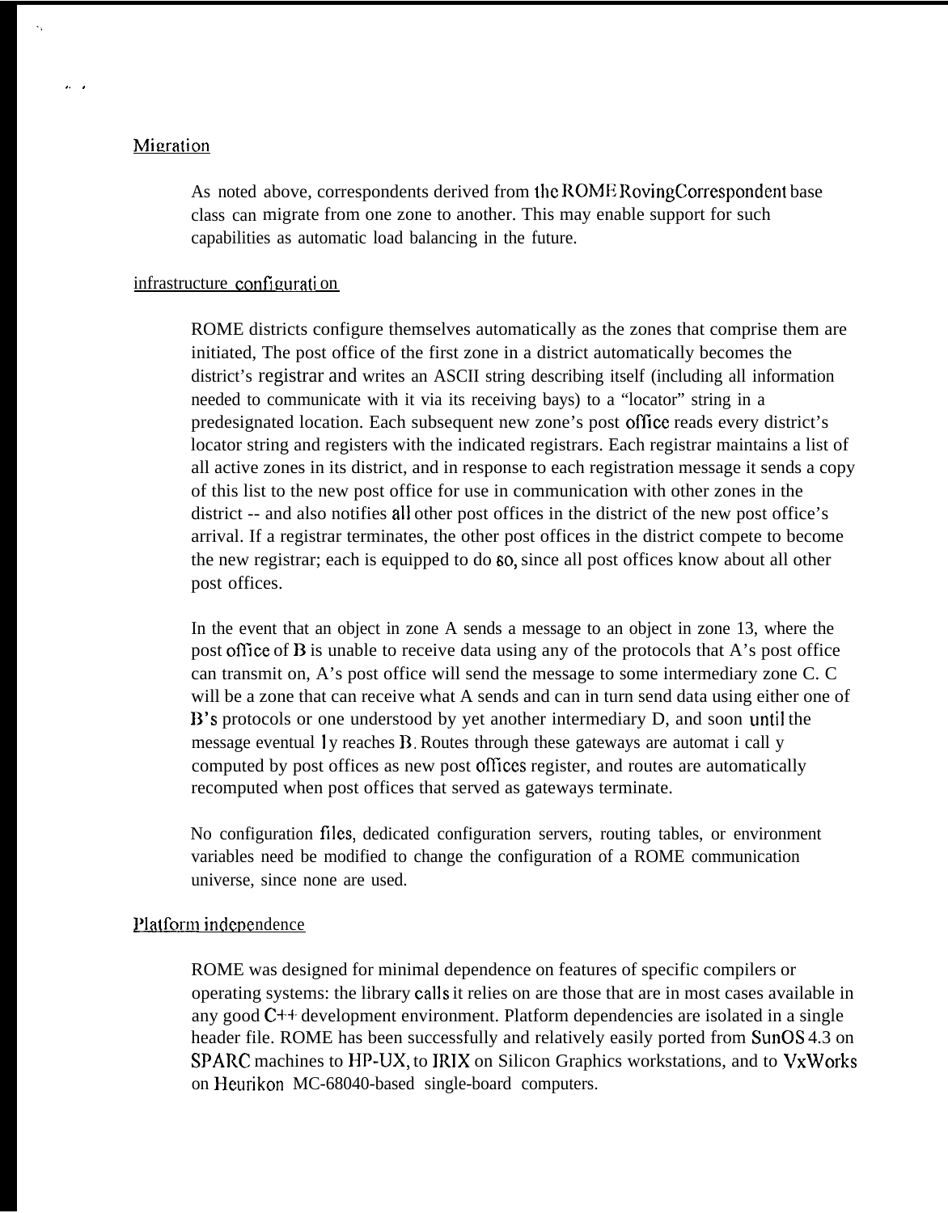## Migration

As noted above, correspondents derived from the ROME RovingCorrespondent base class can migrate from one zone to another. This may enable support for such capabilities as automatic load balancing in the future.

## infrastructure configuration

ROME districts configure themselves automatically as the zones that comprise them are initiated, The post office of the first zone in a district automatically becomes the district's registrar and writes an ASCII string describing itself (including all information needed to communicate with it via its receiving bays) to a "locator" string in a predesignated location. Each subsequent new zone's post office reads every district's locator string and registers with the indicated registrars. Each registrar maintains a list of all active zones in its district, and in response to each registration message it sends a copy of this list to the new post office for use in communication with other zones in the district -- and also notifies all other post offices in the district of the new post office's arrival. If a registrar terminates, the other post offices in the district compete to become the new registrar; each is equipped to do so, since all post offices know about all other post offices.

In the event that an object in zone A sends a message to an object in zone 13, where the post office of B is unable to receive data using any of the protocols that A's post office can transmit on, A's post office will send the message to some intermediary zone C. C will be a zone that can receive what A sends and can in turn send data using either one of B's protocols or one understood by yet another intermediary D, and soon until the message eventually reaches B. Routes through these gateways are automatically computed by post offices as new post offices register, and routes are automatically recomputed when post offices that served as gateways terminate.

No configuration files, dedicated configuration servers, routing tables, or environment variables need be modified to change the configuration of a ROME communication universe, since none are used.

## Platform independence

ROME was designed for minimal dependence on features of specific compilers or operating systems: the library calls it relies on are those that are in most cases available in any good C++ development environment. Platform dependencies are isolated in a single header file. ROME has been successfully and relatively easily ported from SunOS 4.3 on SPARC machines to HP-UX, to IRIX on Silicon Graphics workstations, and to VxWorks on Heurikon MC-68040-based single-board computers.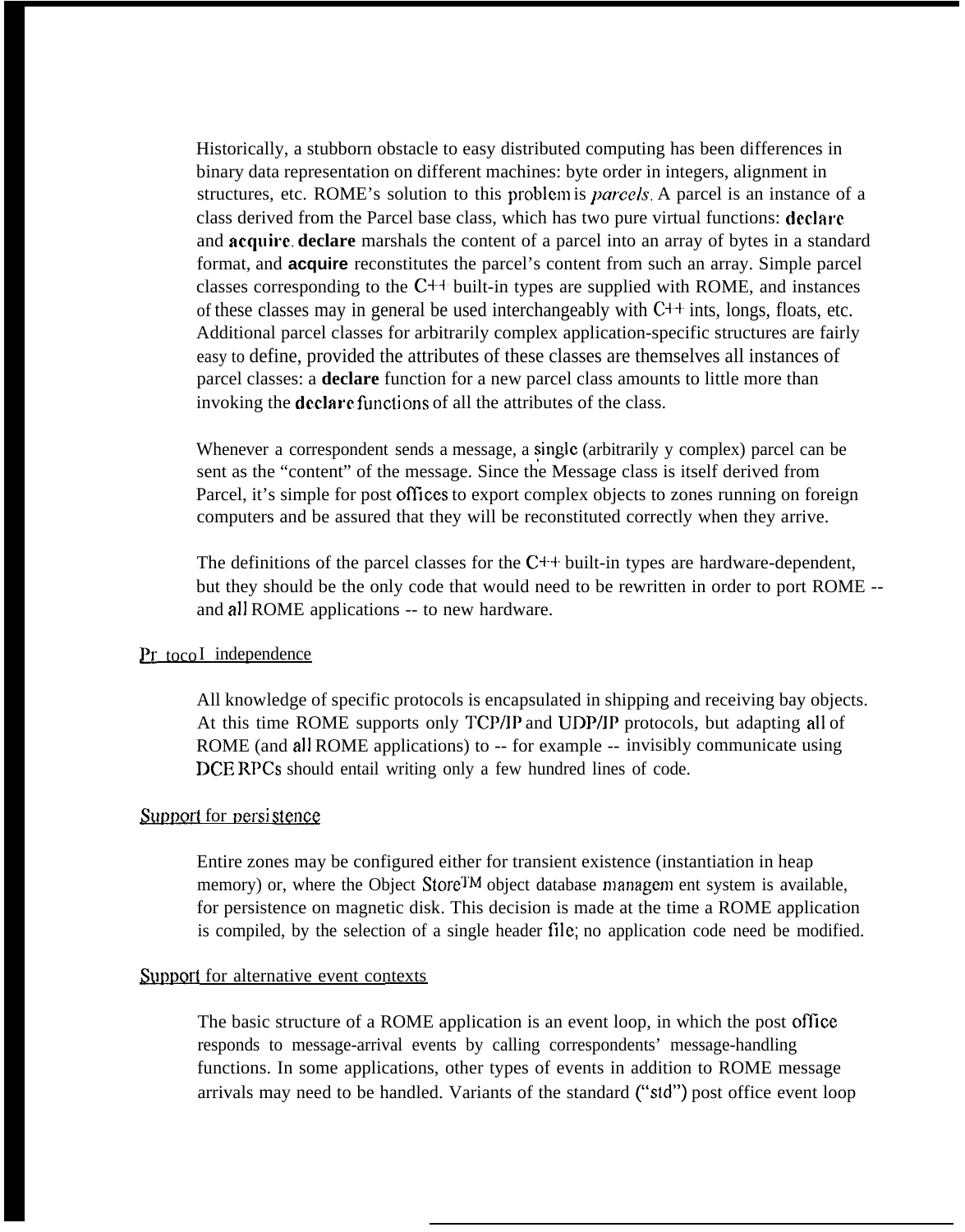Historically, a stubborn obstacle to easy distributed computing has been differences in binary data representation on different machines: byte order in integers, alignment in structures, etc. ROME's solution to this problem is *parcels*. A parcel is an instance of a class derived from the Parcel base class, which has two pure virtual functions: **declare** and **acquire**. **declare** marshals the content of a parcel into an array of bytes in a standard format, and **acquire** reconstitutes the parcel's content from such an array. Simple parcel classes corresponding to the C++ built-in types are supplied with ROME, and instances of these classes may in general be used interchangeably with C++ ints, longs, floats, etc. Additional parcel classes for arbitrarily complex application-specific structures are fairly easy to define, provided the attributes of these classes are themselves all instances of parcel classes: a **declare** function for a new parcel class amounts to little more than invoking the **declare functions** of all the attributes of the class.

Whenever a correspondent sends a message, a single (arbitrarily y complex) parcel can be sent as the "content" of the message. Since the Message class is itself derived from Parcel, it's simple for post offices to export complex objects to zones running on foreign computers and be assured that they will be reconstituted correctly when they arrive.

The definitions of the parcel classes for the C++ built-in types are hardware-dependent, but they should be the only code that would need to be rewritten in order to port ROME -- and all ROME applications -- to new hardware.

### Protocol independence

All knowledge of specific protocols is encapsulated in shipping and receiving bay objects. At this time ROME supports only TCP/IP and UDP/IP protocols, but adapting all of ROME (and all ROME applications) to -- for example -- invisibly communicate using DCE RPCs should entail writing only a few hundred lines of code.

### Support for persistence

Entire zones may be configured either for transient existence (instantiation in heap memory) or, where the Object Store™ object database management system is available, for persistence on magnetic disk. This decision is made at the time a ROME application is compiled, by the selection of a single header file; no application code need be modified.

### Support for alternative event contexts

The basic structure of a ROME application is an event loop, in which the post office responds to message-arrival events by calling correspondents' message-handling functions. In some applications, other types of events in addition to ROME message arrivals may need to be handled. Variants of the standard ("std") post office event loop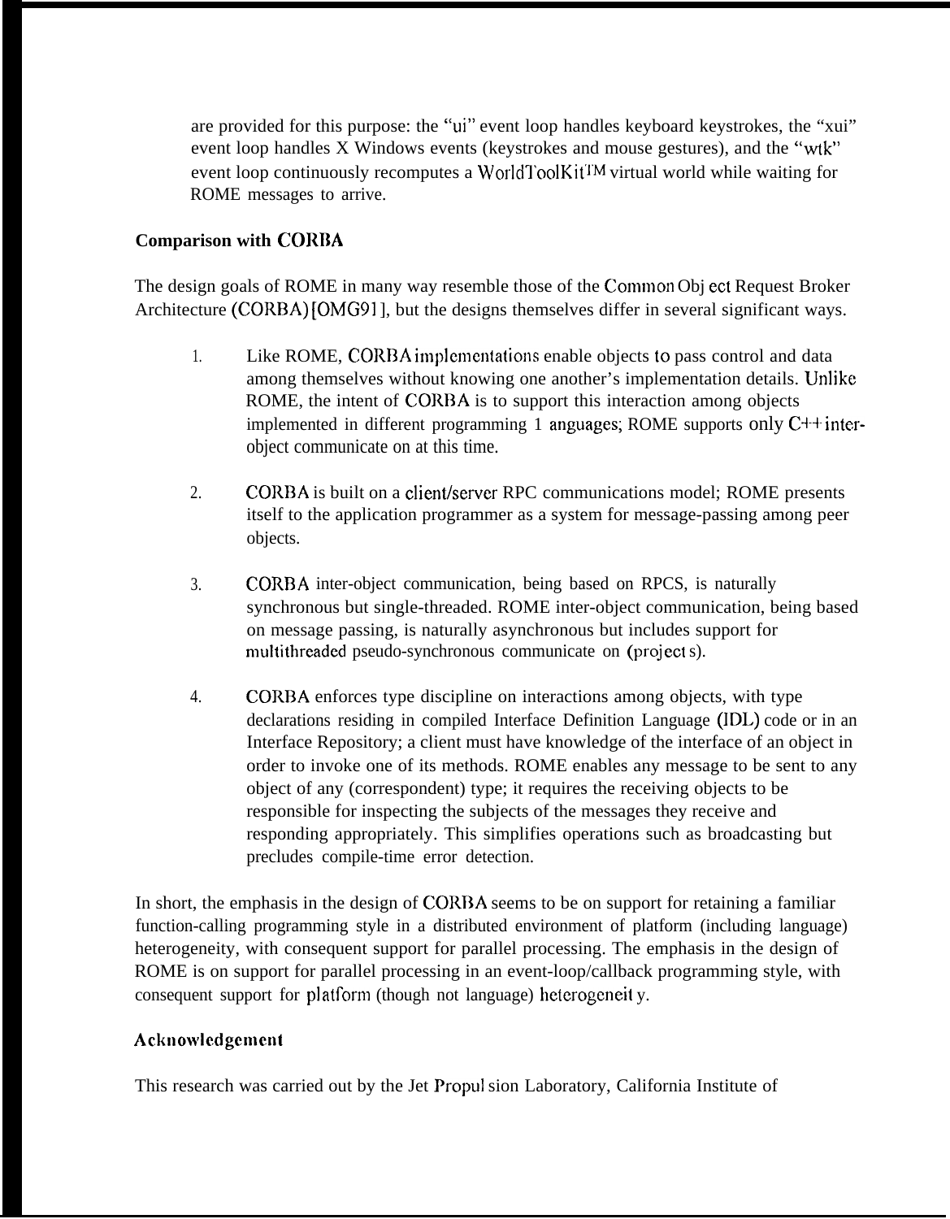are provided for this purpose: the "ui" event loop handles keyboard keystrokes, the "xui" event loop handles X Windows events (keystrokes and mouse gestures), and the "wtk" event loop continuously recomputes a WorldToolKit™ virtual world while waiting for ROME messages to arrive.

## Comparison with CORBA

The design goals of ROME in many way resemble those of the Common Object Request Broker Architecture (CORBA) [OMG91], but the designs themselves differ in several significant ways.

1. Like ROME, CORBA implementations enable objects to pass control and data among themselves without knowing one another's implementation details. Unlike ROME, the intent of CORBA is to support this interaction among objects implemented in different programming languages; ROME supports only C++ inter-object communication at this time.

2. CORBA is built on a client/server RPC communications model; ROME presents itself to the application programmer as a system for message-passing among peer objects.

3. CORBA inter-object communication, being based on RPCS, is naturally synchronous but single-threaded. ROME inter-object communication, being based on message passing, is naturally asynchronous but includes support for multithreaded pseudo-synchronous communication (projects).

4. CORBA enforces type discipline on interactions among objects, with type declarations residing in compiled Interface Definition Language (IDL) code or in an Interface Repository; a client must have knowledge of the interface of an object in order to invoke one of its methods. ROME enables any message to be sent to any object of any (correspondent) type; it requires the receiving objects to be responsible for inspecting the subjects of the messages they receive and responding appropriately. This simplifies operations such as broadcasting but precludes compile-time error detection.

In short, the emphasis in the design of CORBA seems to be on support for retaining a familiar function-calling programming style in a distributed environment of platform (including language) heterogeneity, with consequent support for parallel processing. The emphasis in the design of ROME is on support for parallel processing in an event-loop/callback programming style, with consequent support for platform (though not language) heterogeneity.

## Acknowledgement

This research was carried out by the Jet Propulsion Laboratory, California Institute of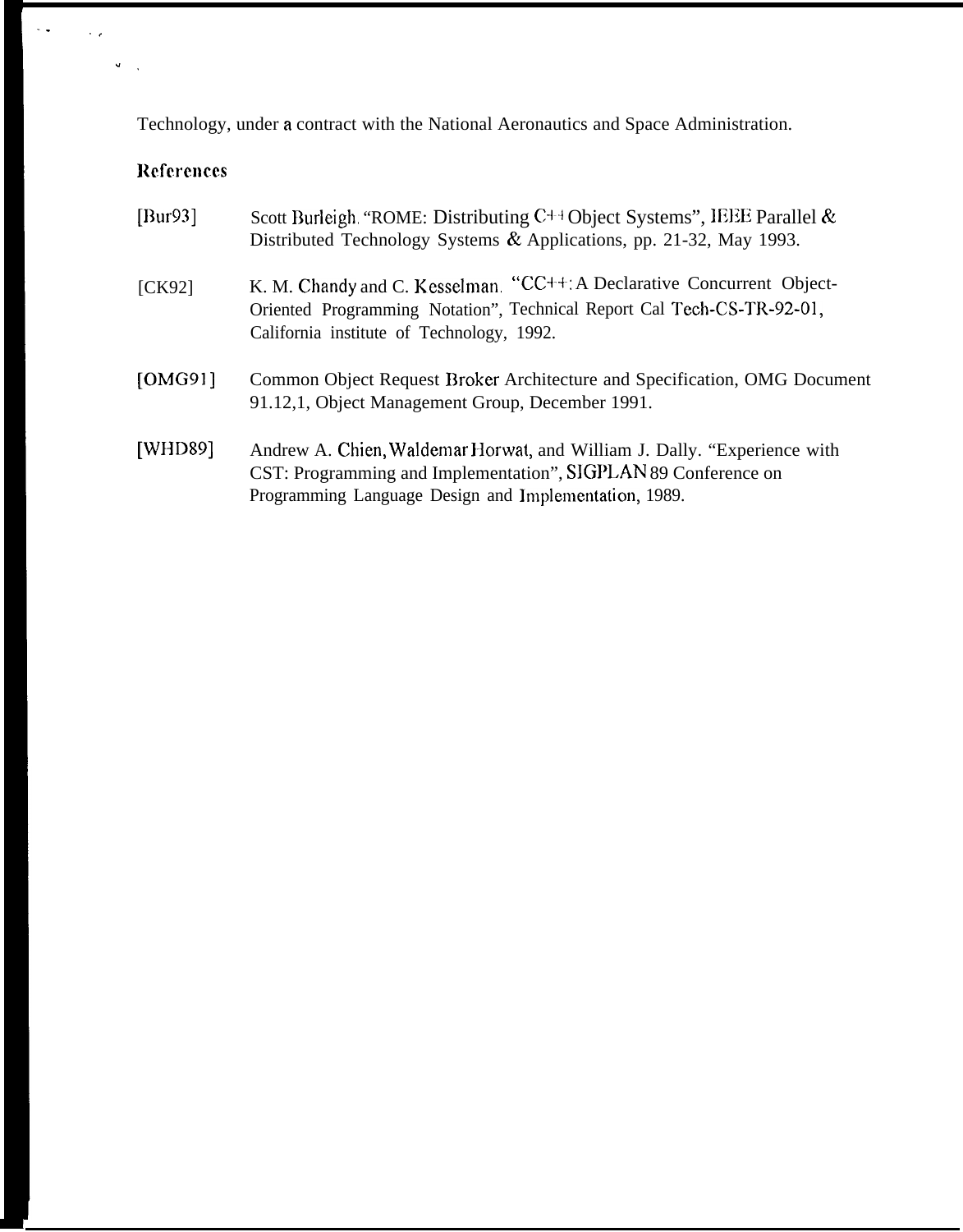Technology, under a contract with the National Aeronautics and Space Administration.

## References

[Bur93] Scott Burleigh, "ROME: Distributing C++ Object Systems", IEEE Parallel & Distributed Technology Systems & Applications, pp. 21-32, May 1993.

[CK92] K. M. Chandy and C. Kesselman, "CC++: A Declarative Concurrent Object-Oriented Programming Notation", Technical Report Cal Tech-CS-TR-92-01, California institute of Technology, 1992.

[OMG91] Common Object Request Broker Architecture and Specification, OMG Document 91.12,1, Object Management Group, December 1991.

[WHD89] Andrew A. Chien, Waldemar Horwat, and William J. Dally. "Experience with CST: Programming and Implementation", SIGPLAN 89 Conference on Programming Language Design and Implementation, 1989.